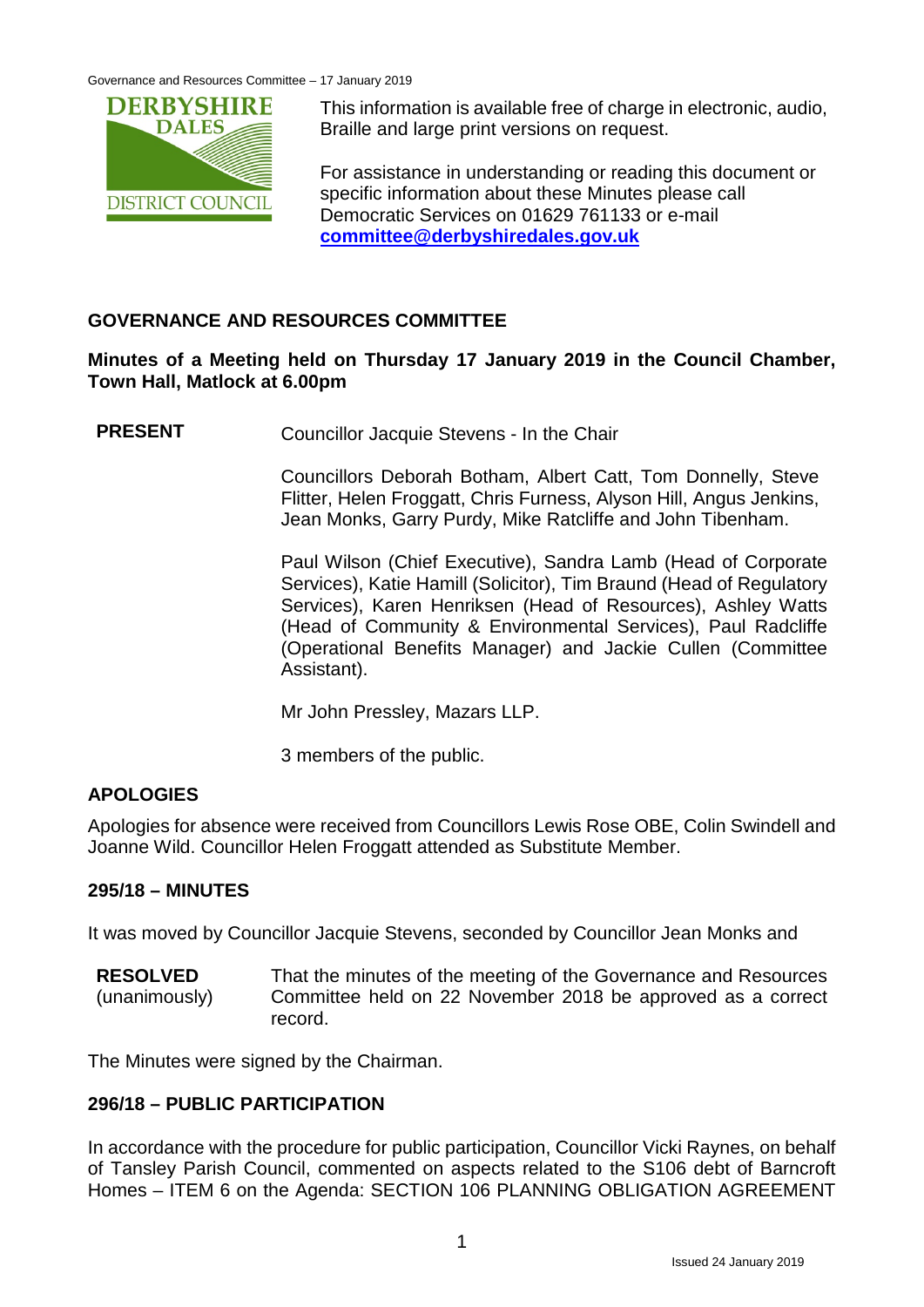This information is available free of charge in electronic, audio, Braille and large print versions on request.

For assistance in understanding or reading this document or specific information about these Minutes please call Democratic Services on 01629 761133 or e-mail **committee@derbyshiredales.gov.uk**

## GOVERNANCE AND RESOURCES COMMITTEE

**Minutes of a Meeting held on Thursday 17 January 2019 in the Council Chamber, Town Hall, Matlock at 6.00pm**

**PRESENT**

Councillor Jacquie Stevens - In the Chair

Councillors Deborah Botham, Albert Catt, Tom Donnelly, Steve Flitter, Helen Froggatt, Chris Furness, Alyson Hill, Angus Jenkins, Jean Monks, Garry Purdy, Mike Ratcliffe and John Tibenham.

Paul Wilson (Chief Executive), Sandra Lamb (Head of Corporate Services), Katie Hamill (Solicitor), Tim Braund (Head of Regulatory Services), Karen Henriksen (Head of Resources), Ashley Watts (Head of Community & Environmental Services), Paul Radcliffe (Operational Benefits Manager) and Jackie Cullen (Committee Assistant).

Mr John Pressley, Mazars LLP.

3 members of the public.

### APOLOGIES

Apologies for absence were received from Councillors Lewis Rose OBE, Colin Swindell and Joanne Wild. Councillor Helen Froggatt attended as Substitute Member.

### 295/18 – MINUTES

It was moved by Councillor Jacquie Stevens, seconded by Councillor Jean Monks and

**RESOLVED** (unanimously)

That the minutes of the meeting of the Governance and Resources Committee held on 22 November 2018 be approved as a correct record.

The Minutes were signed by the Chairman.

### 296/18 – PUBLIC PARTICIPATION

In accordance with the procedure for public participation, Councillor Vicki Raynes, on behalf of Tansley Parish Council, commented on aspects related to the S106 debt of Barncroft Homes – ITEM 6 on the Agenda: SECTION 106 PLANNING OBLIGATION AGREEMENT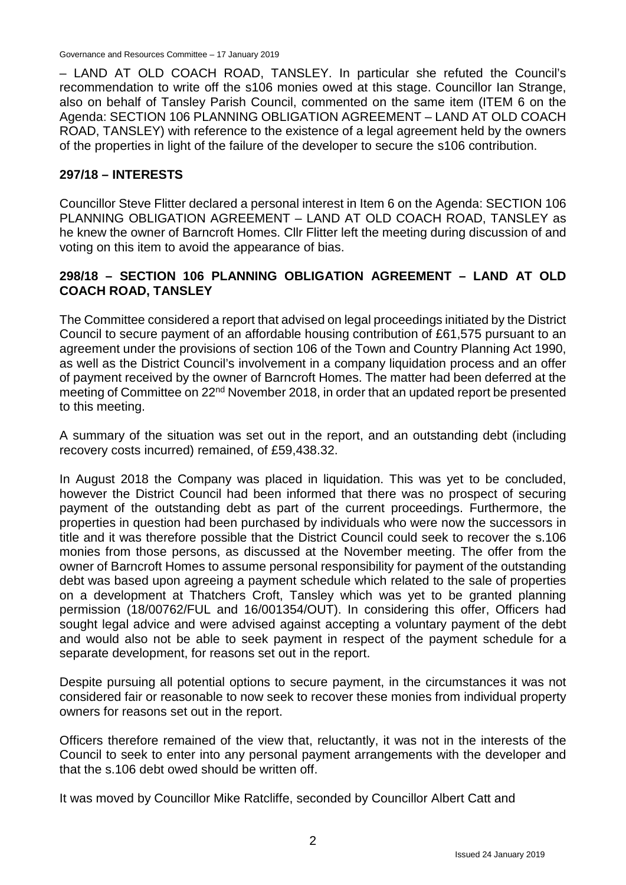– LAND AT OLD COACH ROAD, TANSLEY. In particular she refuted the Council's recommendation to write off the s106 monies owed at this stage. Councillor Ian Strange, also on behalf of Tansley Parish Council, commented on the same item (ITEM 6 on the Agenda: SECTION 106 PLANNING OBLIGATION AGREEMENT – LAND AT OLD COACH ROAD, TANSLEY) with reference to the existence of a legal agreement held by the owners of the properties in light of the failure of the developer to secure the s106 contribution.

## 297/18 – INTERESTS

Councillor Steve Flitter declared a personal interest in Item 6 on the Agenda: SECTION 106 PLANNING OBLIGATION AGREEMENT – LAND AT OLD COACH ROAD, TANSLEY as he knew the owner of Barncroft Homes. Cllr Flitter left the meeting during discussion of and voting on this item to avoid the appearance of bias.

## 298/18 – SECTION 106 PLANNING OBLIGATION AGREEMENT – LAND AT OLD COACH ROAD, TANSLEY

The Committee considered a report that advised on legal proceedings initiated by the District Council to secure payment of an affordable housing contribution of £61,575 pursuant to an agreement under the provisions of section 106 of the Town and Country Planning Act 1990, as well as the District Council's involvement in a company liquidation process and an offer of payment received by the owner of Barncroft Homes. The matter had been deferred at the meeting of Committee on 22nd November 2018, in order that an updated report be presented to this meeting.

A summary of the situation was set out in the report, and an outstanding debt (including recovery costs incurred) remained, of £59,438.32.

In August 2018 the Company was placed in liquidation. This was yet to be concluded, however the District Council had been informed that there was no prospect of securing payment of the outstanding debt as part of the current proceedings. Furthermore, the properties in question had been purchased by individuals who were now the successors in title and it was therefore possible that the District Council could seek to recover the s.106 monies from those persons, as discussed at the November meeting. The offer from the owner of Barncroft Homes to assume personal responsibility for payment of the outstanding debt was based upon agreeing a payment schedule which related to the sale of properties on a development at Thatchers Croft, Tansley which was yet to be granted planning permission (18/00762/FUL and 16/001354/OUT). In considering this offer, Officers had sought legal advice and were advised against accepting a voluntary payment of the debt and would also not be able to seek payment in respect of the payment schedule for a separate development, for reasons set out in the report.

Despite pursuing all potential options to secure payment, in the circumstances it was not considered fair or reasonable to now seek to recover these monies from individual property owners for reasons set out in the report.

Officers therefore remained of the view that, reluctantly, it was not in the interests of the Council to seek to enter into any personal payment arrangements with the developer and that the s.106 debt owed should be written off.

It was moved by Councillor Mike Ratcliffe, seconded by Councillor Albert Catt and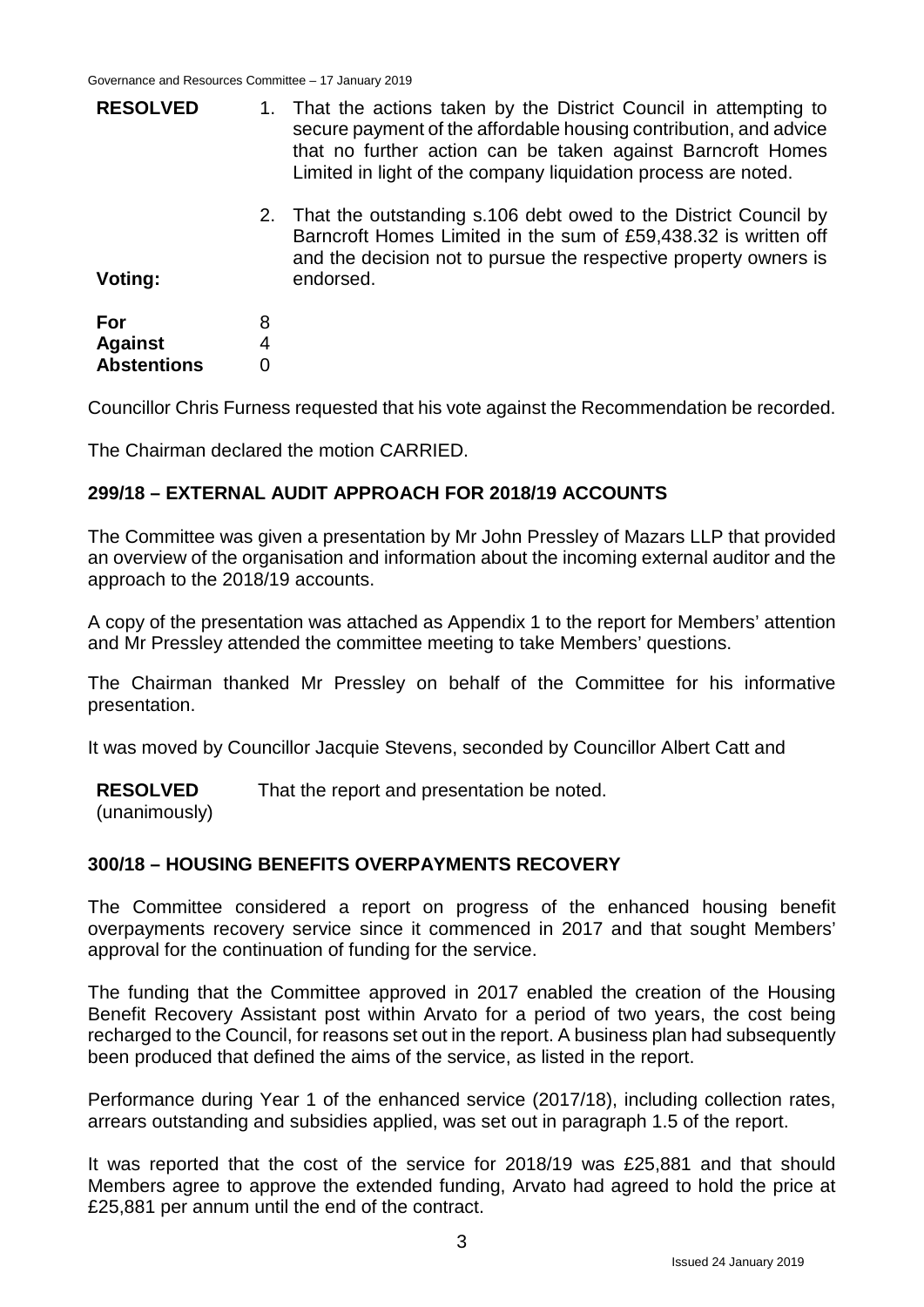**RESOLVED**

1. That the actions taken by the District Council in attempting to secure payment of the affordable housing contribution, and advice that no further action can be taken against Barncroft Homes Limited in light of the company liquidation process are noted.

2. That the outstanding s.106 debt owed to the District Council by Barncroft Homes Limited in the sum of £59,438.32 is written off and the decision not to pursue the respective property owners is endorsed.

**Voting:**

| | |
|---|---|
| **For** | 8 |
| **Against** | 4 |
| **Abstentions** | 0 |

Councillor Chris Furness requested that his vote against the Recommendation be recorded.

The Chairman declared the motion CARRIED.

## 299/18 – EXTERNAL AUDIT APPROACH FOR 2018/19 ACCOUNTS

The Committee was given a presentation by Mr John Pressley of Mazars LLP that provided an overview of the organisation and information about the incoming external auditor and the approach to the 2018/19 accounts.

A copy of the presentation was attached as Appendix 1 to the report for Members' attention and Mr Pressley attended the committee meeting to take Members' questions.

The Chairman thanked Mr Pressley on behalf of the Committee for his informative presentation.

It was moved by Councillor Jacquie Stevens, seconded by Councillor Albert Catt and

**RESOLVED** (unanimously) That the report and presentation be noted.

## 300/18 – HOUSING BENEFITS OVERPAYMENTS RECOVERY

The Committee considered a report on progress of the enhanced housing benefit overpayments recovery service since it commenced in 2017 and that sought Members' approval for the continuation of funding for the service.

The funding that the Committee approved in 2017 enabled the creation of the Housing Benefit Recovery Assistant post within Arvato for a period of two years, the cost being recharged to the Council, for reasons set out in the report. A business plan had subsequently been produced that defined the aims of the service, as listed in the report.

Performance during Year 1 of the enhanced service (2017/18), including collection rates, arrears outstanding and subsidies applied, was set out in paragraph 1.5 of the report.

It was reported that the cost of the service for 2018/19 was £25,881 and that should Members agree to approve the extended funding, Arvato had agreed to hold the price at £25,881 per annum until the end of the contract.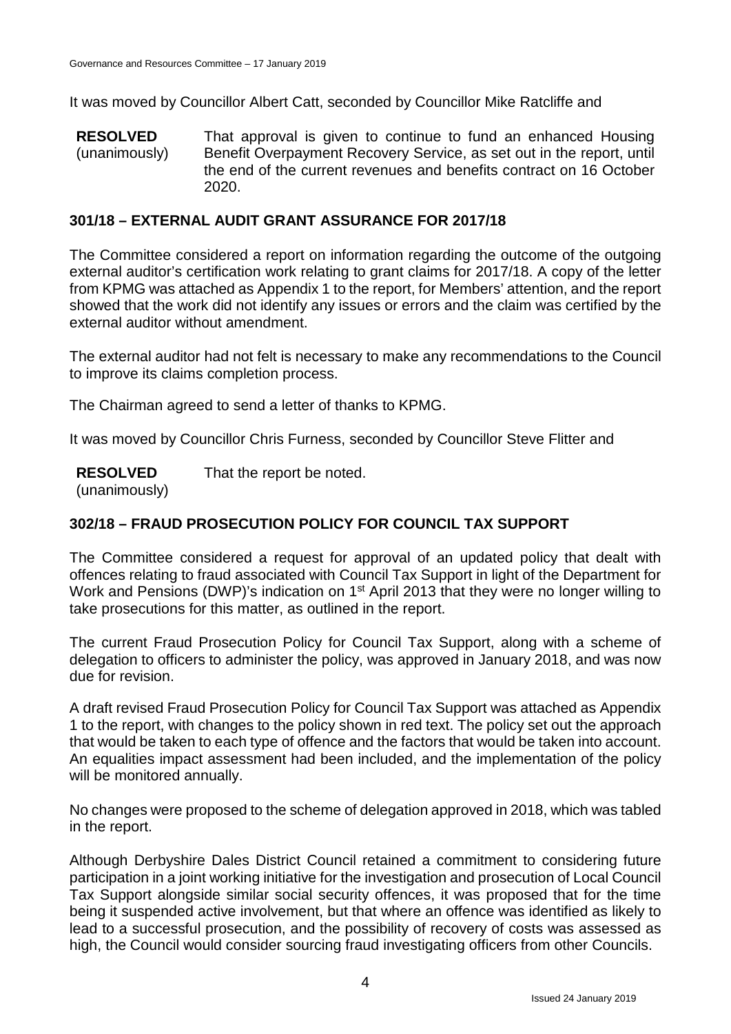It was moved by Councillor Albert Catt, seconded by Councillor Mike Ratcliffe and

**RESOLVED** (unanimously) That approval is given to continue to fund an enhanced Housing Benefit Overpayment Recovery Service, as set out in the report, until the end of the current revenues and benefits contract on 16 October 2020.

## 301/18 – EXTERNAL AUDIT GRANT ASSURANCE FOR 2017/18

The Committee considered a report on information regarding the outcome of the outgoing external auditor's certification work relating to grant claims for 2017/18. A copy of the letter from KPMG was attached as Appendix 1 to the report, for Members' attention, and the report showed that the work did not identify any issues or errors and the claim was certified by the external auditor without amendment.

The external auditor had not felt is necessary to make any recommendations to the Council to improve its claims completion process.

The Chairman agreed to send a letter of thanks to KPMG.

It was moved by Councillor Chris Furness, seconded by Councillor Steve Flitter and

**RESOLVED** (unanimously) That the report be noted.

## 302/18 – FRAUD PROSECUTION POLICY FOR COUNCIL TAX SUPPORT

The Committee considered a request for approval of an updated policy that dealt with offences relating to fraud associated with Council Tax Support in light of the Department for Work and Pensions (DWP)'s indication on 1st April 2013 that they were no longer willing to take prosecutions for this matter, as outlined in the report.

The current Fraud Prosecution Policy for Council Tax Support, along with a scheme of delegation to officers to administer the policy, was approved in January 2018, and was now due for revision.

A draft revised Fraud Prosecution Policy for Council Tax Support was attached as Appendix 1 to the report, with changes to the policy shown in red text. The policy set out the approach that would be taken to each type of offence and the factors that would be taken into account. An equalities impact assessment had been included, and the implementation of the policy will be monitored annually.

No changes were proposed to the scheme of delegation approved in 2018, which was tabled in the report.

Although Derbyshire Dales District Council retained a commitment to considering future participation in a joint working initiative for the investigation and prosecution of Local Council Tax Support alongside similar social security offences, it was proposed that for the time being it suspended active involvement, but that where an offence was identified as likely to lead to a successful prosecution, and the possibility of recovery of costs was assessed as high, the Council would consider sourcing fraud investigating officers from other Councils.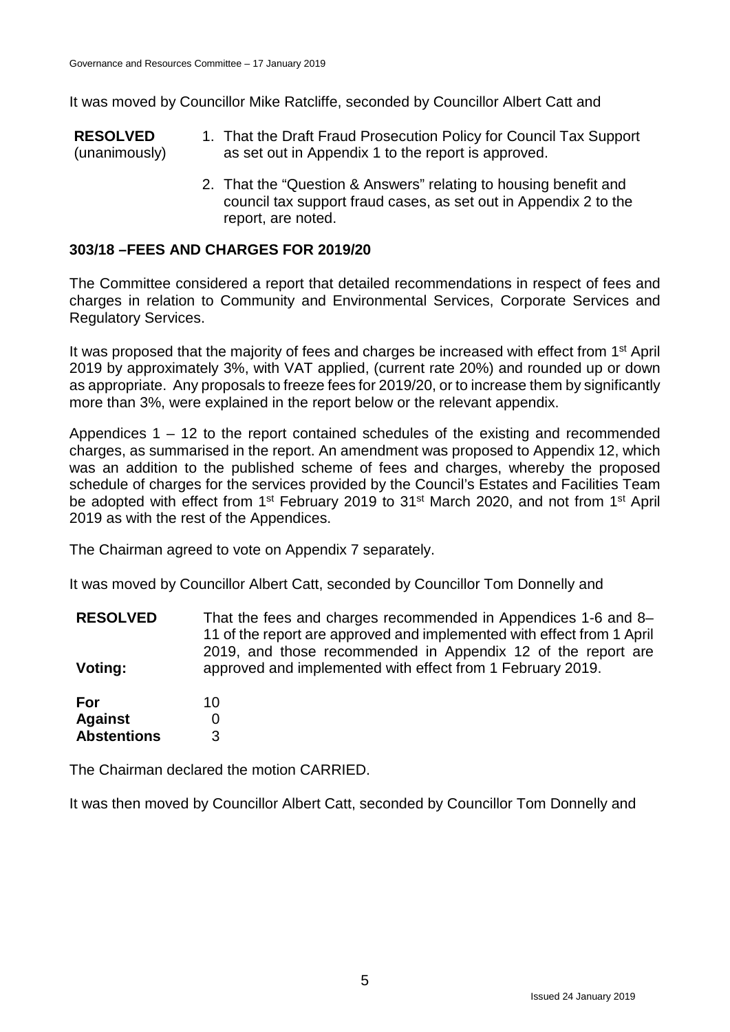It was moved by Councillor Mike Ratcliffe, seconded by Councillor Albert Catt and

**RESOLVED** (unanimously)

1. That the Draft Fraud Prosecution Policy for Council Tax Support as set out in Appendix 1 to the report is approved.
2. That the "Question & Answers" relating to housing benefit and council tax support fraud cases, as set out in Appendix 2 to the report, are noted.

### 303/18 –FEES AND CHARGES FOR 2019/20

The Committee considered a report that detailed recommendations in respect of fees and charges in relation to Community and Environmental Services, Corporate Services and Regulatory Services.

It was proposed that the majority of fees and charges be increased with effect from 1st April 2019 by approximately 3%, with VAT applied, (current rate 20%) and rounded up or down as appropriate. Any proposals to freeze fees for 2019/20, or to increase them by significantly more than 3%, were explained in the report below or the relevant appendix.

Appendices 1 – 12 to the report contained schedules of the existing and recommended charges, as summarised in the report. An amendment was proposed to Appendix 12, which was an addition to the published scheme of fees and charges, whereby the proposed schedule of charges for the services provided by the Council's Estates and Facilities Team be adopted with effect from 1st February 2019 to 31st March 2020, and not from 1st April 2019 as with the rest of the Appendices.

The Chairman agreed to vote on Appendix 7 separately.

It was moved by Councillor Albert Catt, seconded by Councillor Tom Donnelly and

**RESOLVED** That the fees and charges recommended in Appendices 1-6 and 8–11 of the report are approved and implemented with effect from 1 April 2019, and those recommended in Appendix 12 of the report are approved and implemented with effect from 1 February 2019.

**Voting:**

| | |
|---|---|
| **For** | 10 |
| **Against** | 0 |
| **Abstentions** | 3 |

The Chairman declared the motion CARRIED.

It was then moved by Councillor Albert Catt, seconded by Councillor Tom Donnelly and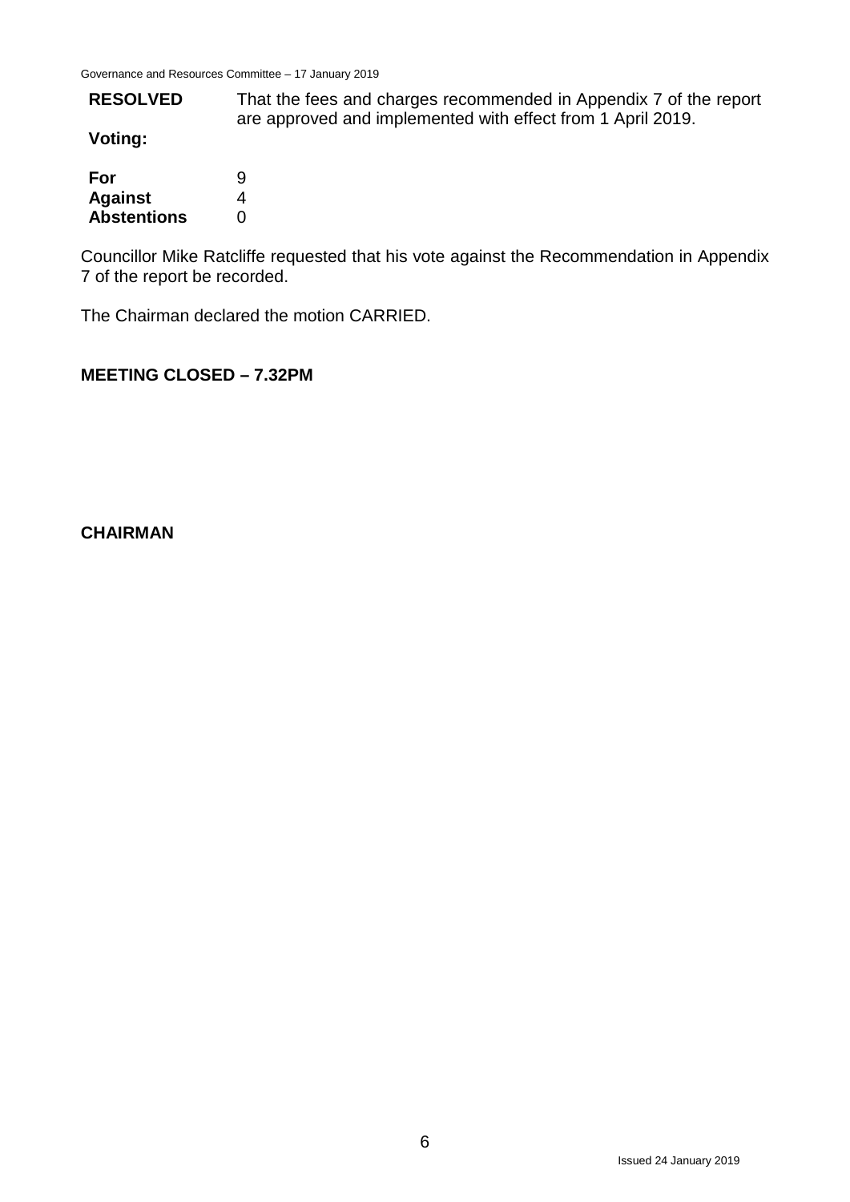**RESOLVED** That the fees and charges recommended in Appendix 7 of the report are approved and implemented with effect from 1 April 2019.

**Voting:**

| | |
|---|---|
| **For** | 9 |
| **Against** | 4 |
| **Abstentions** | 0 |

Councillor Mike Ratcliffe requested that his vote against the Recommendation in Appendix 7 of the report be recorded.

The Chairman declared the motion CARRIED.

**MEETING CLOSED – 7.32PM**

**CHAIRMAN**

Issued 24 January 2019